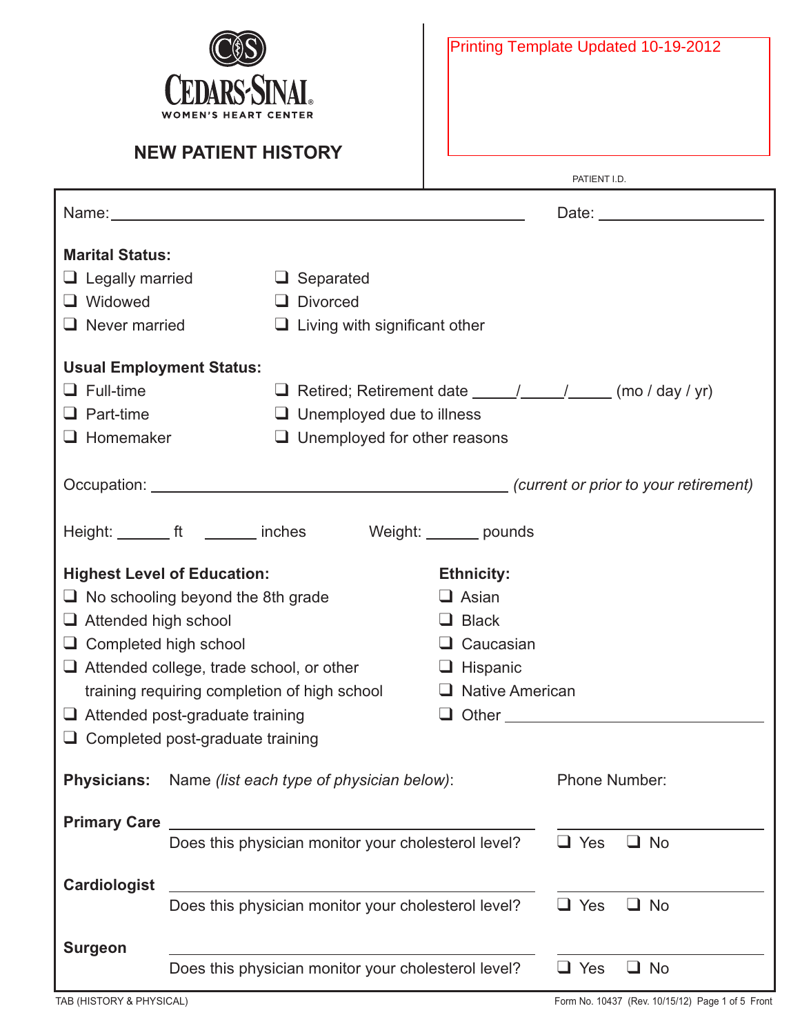CEDARS-SINAI
WOMEN'S HEART CENTER

# NEW PATIENT HISTORY

Printing Template Updated 10-19-2012

PATIENT I.D.

Name: ______________________________ Date: ______________

**Marital Status:**

- ☐ Legally married
- ☐ Widowed
- ☐ Never married
- ☐ Separated
- ☐ Divorced
- ☐ Living with significant other

**Usual Employment Status:**

- ☐ Full-time
- ☐ Part-time
- ☐ Homemaker
- ☐ Retired; Retirement date _____/_____/_____ (mo / day / yr)
- ☐ Unemployed due to illness
- ☐ Unemployed for other reasons

Occupation: ______________________________ *(current or prior to your retirement)*

Height: ______ ft ______ inches Weight: ______ pounds

**Highest Level of Education:**

- ☐ No schooling beyond the 8th grade
- ☐ Attended high school
- ☐ Completed high school
- ☐ Attended college, trade school, or other training requiring completion of high school
- ☐ Attended post-graduate training
- ☐ Completed post-graduate training

**Ethnicity:**

- ☐ Asian
- ☐ Black
- ☐ Caucasian
- ☐ Hispanic
- ☐ Native American
- ☐ Other ______________

**Physicians:** Name *(list each type of physician below)*: Phone Number:

**Primary Care** ______________________________ ______________

Does this physician monitor your cholesterol level? ☐ Yes ☐ No

**Cardiologist** ______________________________ ______________

Does this physician monitor your cholesterol level? ☐ Yes ☐ No

**Surgeon** ______________________________ ______________

Does this physician monitor your cholesterol level? ☐ Yes ☐ No

TAB (HISTORY & PHYSICAL) Form No. 10437 (Rev. 10/15/12) Front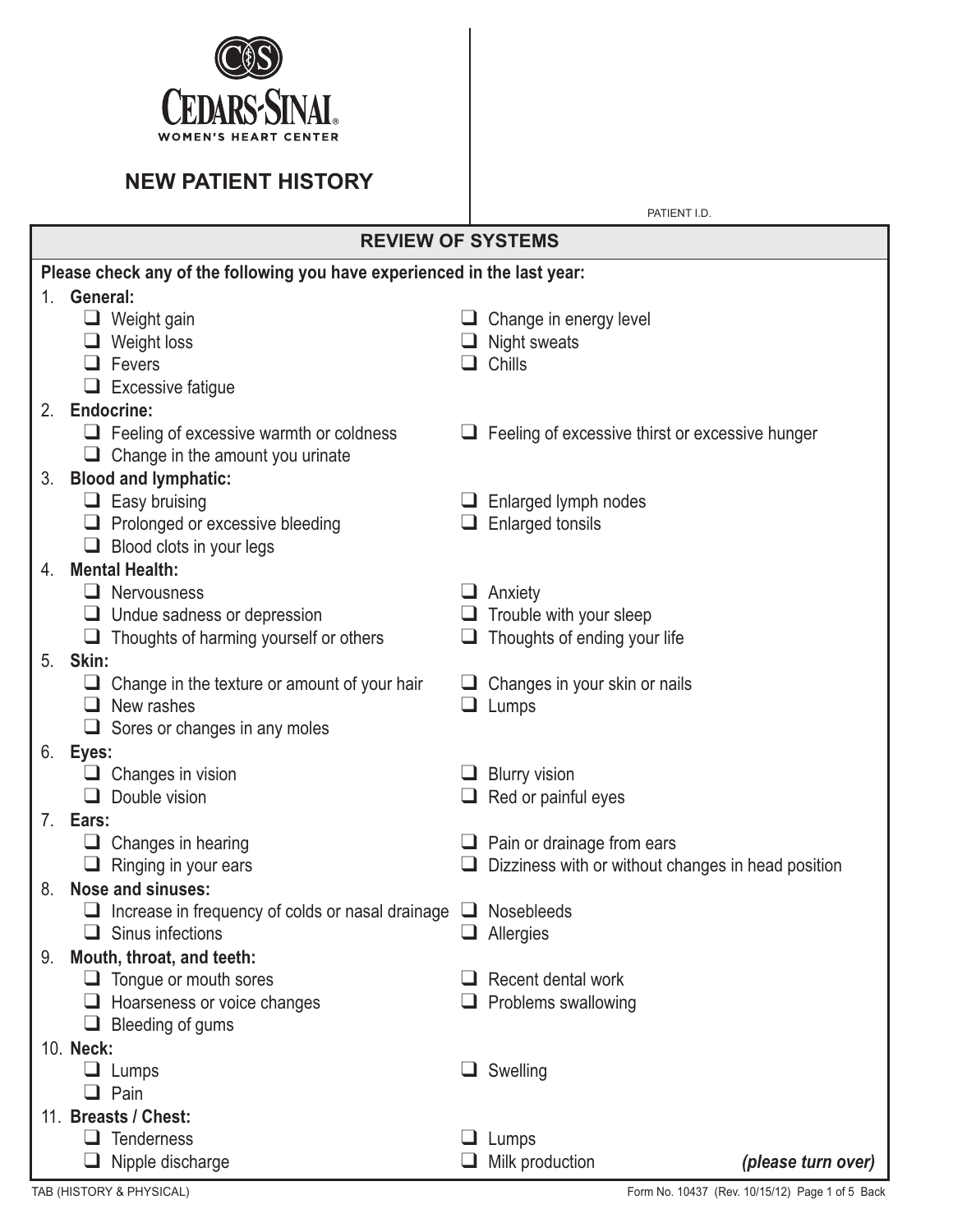CEDARS-SINAI
WOMEN'S HEART CENTER

# NEW PATIENT HISTORY

PATIENT I.D.

## REVIEW OF SYSTEMS

**Please check any of the following you have experienced in the last year:**

1. **General:**
   - ☐ Weight gain
   - ☐ Weight loss
   - ☐ Fevers
   - ☐ Excessive fatigue
   - ☐ Change in energy level
   - ☐ Night sweats
   - ☐ Chills
2. **Endocrine:**
   - ☐ Feeling of excessive warmth or coldness
   - ☐ Change in the amount you urinate
   - ☐ Feeling of excessive thirst or excessive hunger
3. **Blood and lymphatic:**
   - ☐ Easy bruising
   - ☐ Prolonged or excessive bleeding
   - ☐ Blood clots in your legs
   - ☐ Enlarged lymph nodes
   - ☐ Enlarged tonsils
4. **Mental Health:**
   - ☐ Nervousness
   - ☐ Undue sadness or depression
   - ☐ Thoughts of harming yourself or others
   - ☐ Anxiety
   - ☐ Trouble with your sleep
   - ☐ Thoughts of ending your life
5. **Skin:**
   - ☐ Change in the texture or amount of your hair
   - ☐ New rashes
   - ☐ Sores or changes in any moles
   - ☐ Changes in your skin or nails
   - ☐ Lumps
6. **Eyes:**
   - ☐ Changes in vision
   - ☐ Double vision
   - ☐ Blurry vision
   - ☐ Red or painful eyes
7. **Ears:**
   - ☐ Changes in hearing
   - ☐ Ringing in your ears
   - ☐ Pain or drainage from ears
   - ☐ Dizziness with or without changes in head position
8. **Nose and sinuses:**
   - ☐ Increase in frequency of colds or nasal drainage
   - ☐ Sinus infections
   - ☐ Nosebleeds
   - ☐ Allergies
9. **Mouth, throat, and teeth:**
   - ☐ Tongue or mouth sores
   - ☐ Hoarseness or voice changes
   - ☐ Bleeding of gums
   - ☐ Recent dental work
   - ☐ Problems swallowing
10. **Neck:**
    - ☐ Lumps
    - ☐ Pain
    - ☐ Swelling
11. **Breasts / Chest:**
    - ☐ Tenderness
    - ☐ Nipple discharge
    - ☐ Lumps
    - ☐ Milk production

***(please turn over)***

TAB (HISTORY & PHYSICAL)

Form No. 10437 (Rev. 10/15/12) Page 1 of 5 Back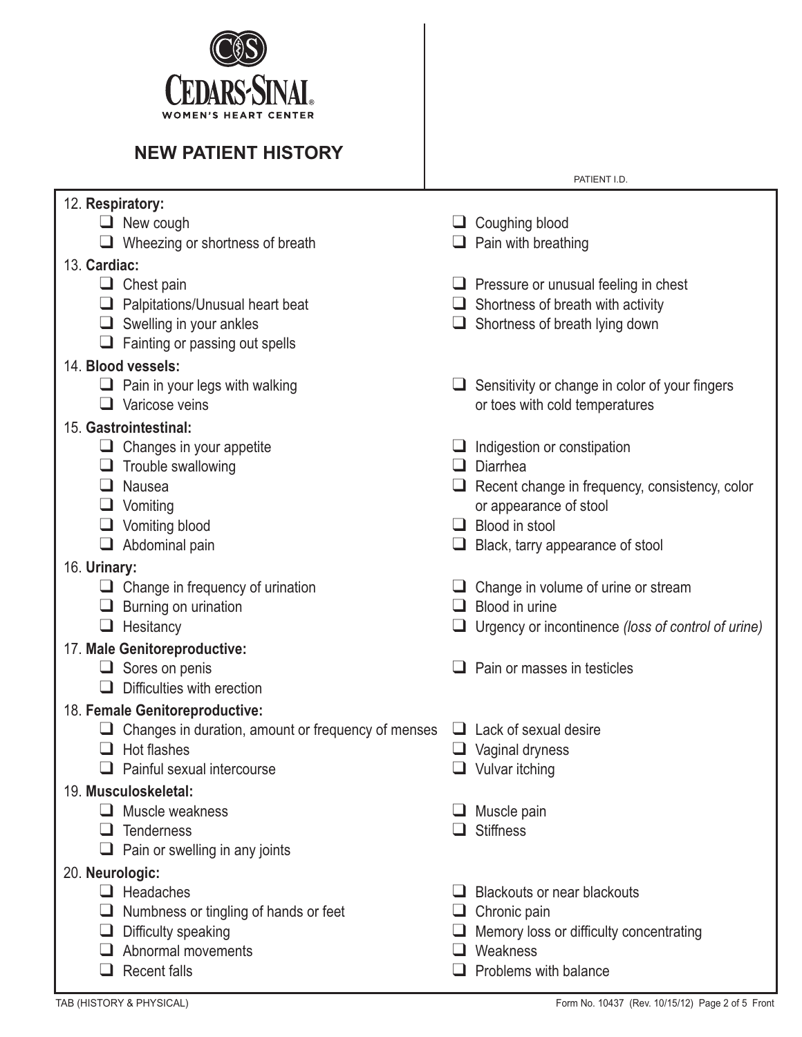# CEDARS-SINAI
WOMEN'S HEART CENTER

## NEW PATIENT HISTORY

PATIENT I.D.

12. **Respiratory:**
- ☐ New cough
- ☐ Wheezing or shortness of breath
- ☐ Coughing blood
- ☐ Pain with breathing

13. **Cardiac:**
- ☐ Chest pain
- ☐ Palpitations/Unusual heart beat
- ☐ Swelling in your ankles
- ☐ Fainting or passing out spells
- ☐ Pressure or unusual feeling in chest
- ☐ Shortness of breath with activity
- ☐ Shortness of breath lying down

14. **Blood vessels:**
- ☐ Pain in your legs with walking
- ☐ Varicose veins
- ☐ Sensitivity or change in color of your fingers or toes with cold temperatures

15. **Gastrointestinal:**
- ☐ Changes in your appetite
- ☐ Trouble swallowing
- ☐ Nausea
- ☐ Vomiting
- ☐ Vomiting blood
- ☐ Abdominal pain
- ☐ Indigestion or constipation
- ☐ Diarrhea
- ☐ Recent change in frequency, consistency, color or appearance of stool
- ☐ Blood in stool
- ☐ Black, tarry appearance of stool

16. **Urinary:**
- ☐ Change in frequency of urination
- ☐ Burning on urination
- ☐ Hesitancy
- ☐ Change in volume of urine or stream
- ☐ Blood in urine
- ☐ Urgency or incontinence *(loss of control of urine)*

17. **Male Genitoreproductive:**
- ☐ Sores on penis
- ☐ Difficulties with erection
- ☐ Pain or masses in testicles

18. **Female Genitoreproductive:**
- ☐ Changes in duration, amount or frequency of menses
- ☐ Hot flashes
- ☐ Painful sexual intercourse
- ☐ Lack of sexual desire
- ☐ Vaginal dryness
- ☐ Vulvar itching

19. **Musculoskeletal:**
- ☐ Muscle weakness
- ☐ Tenderness
- ☐ Pain or swelling in any joints
- ☐ Muscle pain
- ☐ Stiffness

20. **Neurologic:**
- ☐ Headaches
- ☐ Numbness or tingling of hands or feet
- ☐ Difficulty speaking
- ☐ Abnormal movements
- ☐ Recent falls
- ☐ Blackouts or near blackouts
- ☐ Chronic pain
- ☐ Memory loss or difficulty concentrating
- ☐ Weakness
- ☐ Problems with balance

TAB (HISTORY & PHYSICAL) Form No. 10437 (Rev. 10/15/12)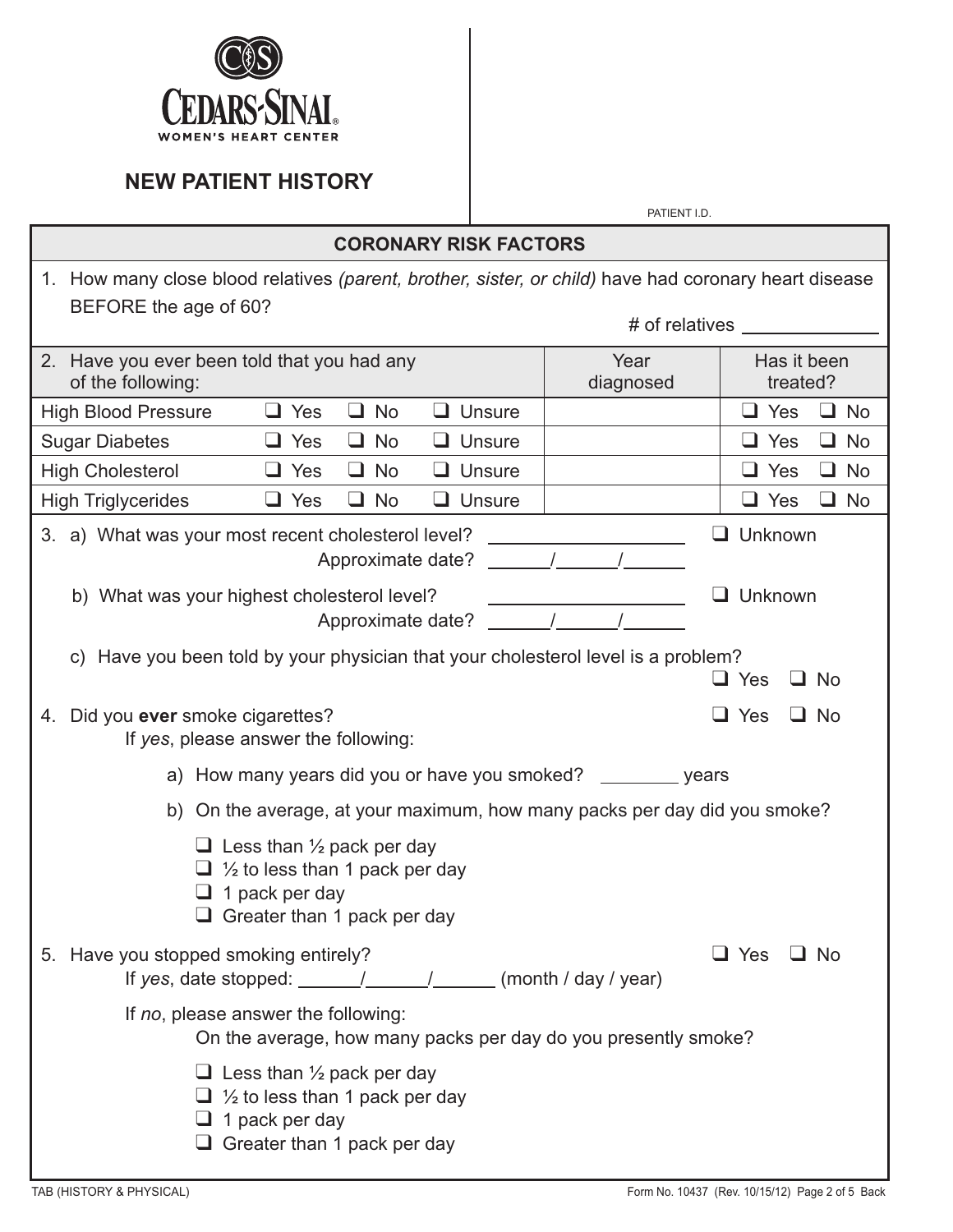CEDARS-SINAI
WOMEN'S HEART CENTER

# NEW PATIENT HISTORY

PATIENT I.D.

## CORONARY RISK FACTORS

1. How many close blood relatives *(parent, brother, sister, or child)* have had coronary heart disease BEFORE the age of 60?

   # of relatives ____________

| 2. Have you ever been told that you had any of the following: | | | | Year diagnosed | Has it been treated? |
|---|---|---|---|---|---|
| High Blood Pressure | ❑ Yes | ❑ No | ❑ Unsure | | ❑ Yes ❑ No |
| Sugar Diabetes | ❑ Yes | ❑ No | ❑ Unsure | | ❑ Yes ❑ No |
| High Cholesterol | ❑ Yes | ❑ No | ❑ Unsure | | ❑ Yes ❑ No |
| High Triglycerides | ❑ Yes | ❑ No | ❑ Unsure | | ❑ Yes ❑ No |

3. a) What was your most recent cholesterol level? ________________ ❑ Unknown
   Approximate date? _____/_____/_____

   b) What was your highest cholesterol level? ________________ ❑ Unknown
   Approximate date? _____/_____/_____

   c) Have you been told by your physician that your cholesterol level is a problem? ❑ Yes ❑ No

4. Did you **ever** smoke cigarettes? ❑ Yes ❑ No
   If *yes*, please answer the following:

   a) How many years did you or have you smoked? ________ years

   b) On the average, at your maximum, how many packs per day did you smoke?

   - ❑ Less than ½ pack per day
   - ❑ ½ to less than 1 pack per day
   - ❑ 1 pack per day
   - ❑ Greater than 1 pack per day

5. Have you stopped smoking entirely? ❑ Yes ❑ No
   If *yes*, date stopped: _____/_____/_____ (month / day / year)

   If *no*, please answer the following:
   On the average, how many packs per day do you presently smoke?

   - ❑ Less than ½ pack per day
   - ❑ ½ to less than 1 pack per day
   - ❑ 1 pack per day
   - ❑ Greater than 1 pack per day

TAB (HISTORY & PHYSICAL)

Form No. 10437 (Rev. 10/15/12)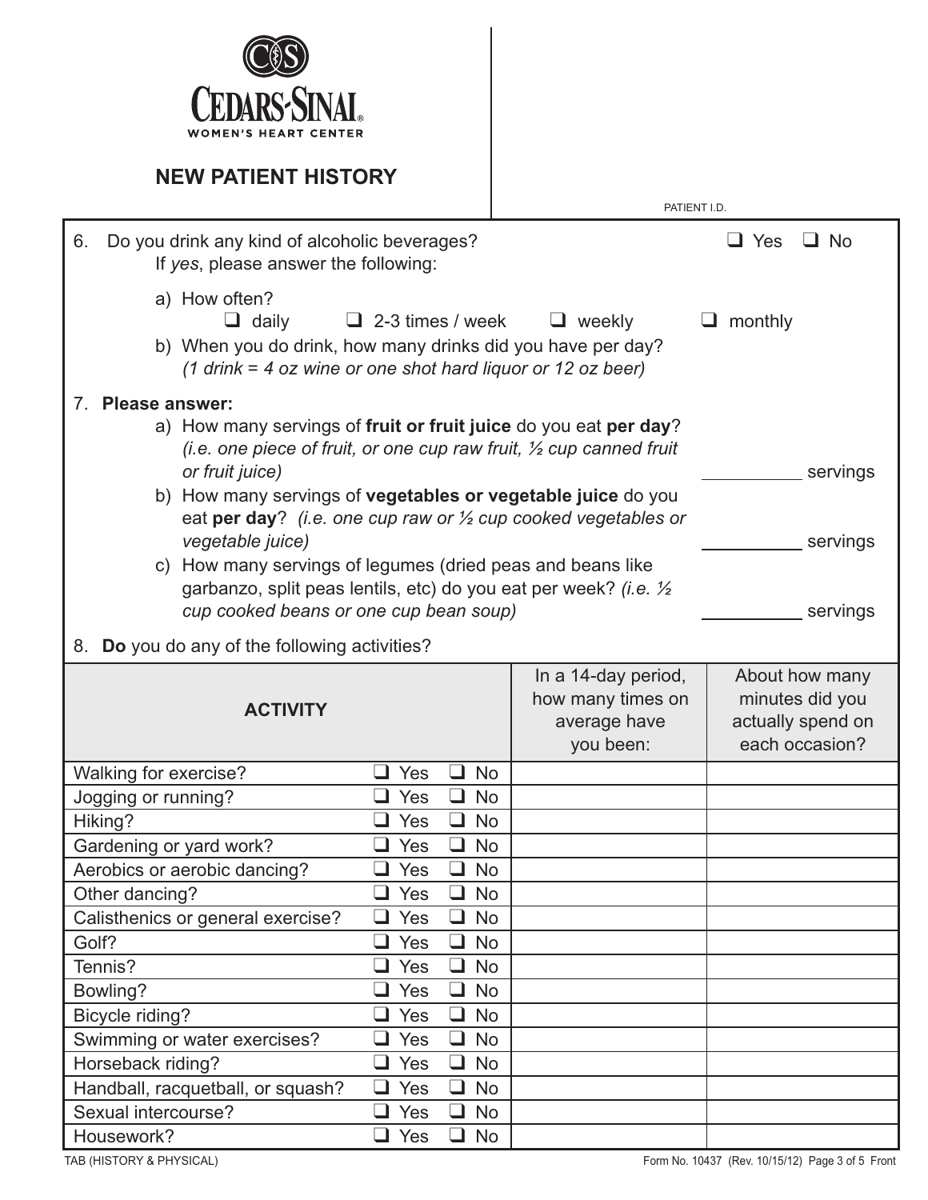# NEW PATIENT HISTORY

CEDARS-SINAI WOMEN'S HEART CENTER

PATIENT I.D.

6. Do you drink any kind of alcoholic beverages? ❑ Yes ❑ No
   If *yes*, please answer the following:

   a) How often?
      ❑ daily ❑ 2-3 times / week ❑ weekly ❑ monthly

   b) When you do drink, how many drinks did you have per day?
      *(1 drink = 4 oz wine or one shot hard liquor or 12 oz beer)*

7. **Please answer:**

   a) How many servings of **fruit or fruit juice** do you eat **per day**? *(i.e. one piece of fruit, or one cup raw fruit, ½ cup canned fruit or fruit juice)* __________ servings

   b) How many servings of **vegetables or vegetable juice** do you eat **per day**? *(i.e. one cup raw or ½ cup cooked vegetables or vegetable juice)* __________ servings

   c) How many servings of legumes (dried peas and beans like garbanzo, split peas lentils, etc) do you eat per week? *(i.e. ½ cup cooked beans or one cup bean soup)* __________ servings

8. **Do** you do any of the following activities?

| ACTIVITY | | In a 14-day period, how many times on average have you been: | About how many minutes did you actually spend on each occasion? |
|---|---|---|---|
| Walking for exercise? | ❑ Yes ❑ No | | |
| Jogging or running? | ❑ Yes ❑ No | | |
| Hiking? | ❑ Yes ❑ No | | |
| Gardening or yard work? | ❑ Yes ❑ No | | |
| Aerobics or aerobic dancing? | ❑ Yes ❑ No | | |
| Other dancing? | ❑ Yes ❑ No | | |
| Calisthenics or general exercise? | ❑ Yes ❑ No | | |
| Golf? | ❑ Yes ❑ No | | |
| Tennis? | ❑ Yes ❑ No | | |
| Bowling? | ❑ Yes ❑ No | | |
| Bicycle riding? | ❑ Yes ❑ No | | |
| Swimming or water exercises? | ❑ Yes ❑ No | | |
| Horseback riding? | ❑ Yes ❑ No | | |
| Handball, racquetball, or squash? | ❑ Yes ❑ No | | |
| Sexual intercourse? | ❑ Yes ❑ No | | |
| Housework? | ❑ Yes ❑ No | | |

TAB (HISTORY & PHYSICAL) Form No. 10437 (Rev. 10/15/12) Page 3 of 5 Front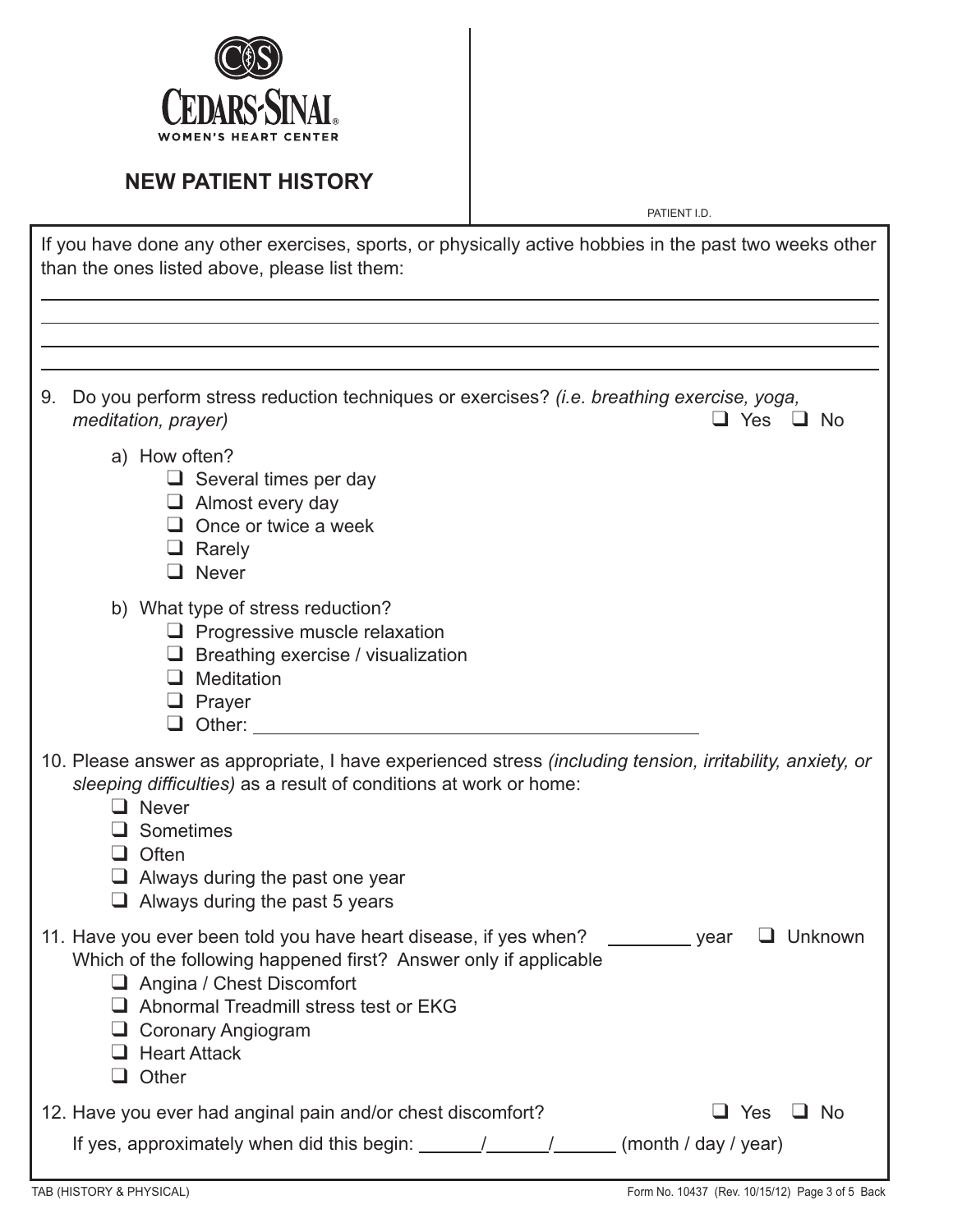**CEDARS-SINAI**
WOMEN'S HEART CENTER

## NEW PATIENT HISTORY

PATIENT I.D.

If you have done any other exercises, sports, or physically active hobbies in the past two weeks other than the ones listed above, please list them:

\_\_\_\_\_\_\_\_\_\_\_\_\_\_\_\_\_\_\_\_\_\_\_\_\_\_\_\_\_\_\_\_\_\_\_\_\_\_\_\_\_\_\_\_\_\_\_\_

\_\_\_\_\_\_\_\_\_\_\_\_\_\_\_\_\_\_\_\_\_\_\_\_\_\_\_\_\_\_\_\_\_\_\_\_\_\_\_\_\_\_\_\_\_\_\_\_

\_\_\_\_\_\_\_\_\_\_\_\_\_\_\_\_\_\_\_\_\_\_\_\_\_\_\_\_\_\_\_\_\_\_\_\_\_\_\_\_\_\_\_\_\_\_\_\_

\_\_\_\_\_\_\_\_\_\_\_\_\_\_\_\_\_\_\_\_\_\_\_\_\_\_\_\_\_\_\_\_\_\_\_\_\_\_\_\_\_\_\_\_\_\_\_\_

9. Do you perform stress reduction techniques or exercises? *(i.e. breathing exercise, yoga, meditation, prayer)* ☐ Yes ☐ No

   a) How often?
      - ☐ Several times per day
      - ☐ Almost every day
      - ☐ Once or twice a week
      - ☐ Rarely
      - ☐ Never

   b) What type of stress reduction?
      - ☐ Progressive muscle relaxation
      - ☐ Breathing exercise / visualization
      - ☐ Meditation
      - ☐ Prayer
      - ☐ Other: \_\_\_\_\_\_\_\_\_\_\_\_\_\_\_\_\_\_\_\_\_\_\_\_\_\_\_\_\_\_

10. Please answer as appropriate, I have experienced stress *(including tension, irritability, anxiety, or sleeping difficulties)* as a result of conditions at work or home:
    - ☐ Never
    - ☐ Sometimes
    - ☐ Often
    - ☐ Always during the past one year
    - ☐ Always during the past 5 years

11. Have you ever been told you have heart disease, if yes when? \_\_\_\_\_\_\_\_ year ☐ Unknown
    Which of the following happened first? Answer only if applicable
    - ☐ Angina / Chest Discomfort
    - ☐ Abnormal Treadmill stress test or EKG
    - ☐ Coronary Angiogram
    - ☐ Heart Attack
    - ☐ Other

12. Have you ever had anginal pain and/or chest discomfort? ☐ Yes ☐ No
    If yes, approximately when did this begin: \_\_\_\_\_\_/\_\_\_\_\_\_/\_\_\_\_\_\_ (month / day / year)

TAB (HISTORY & PHYSICAL) Form No. 10437 (Rev. 10/15/12)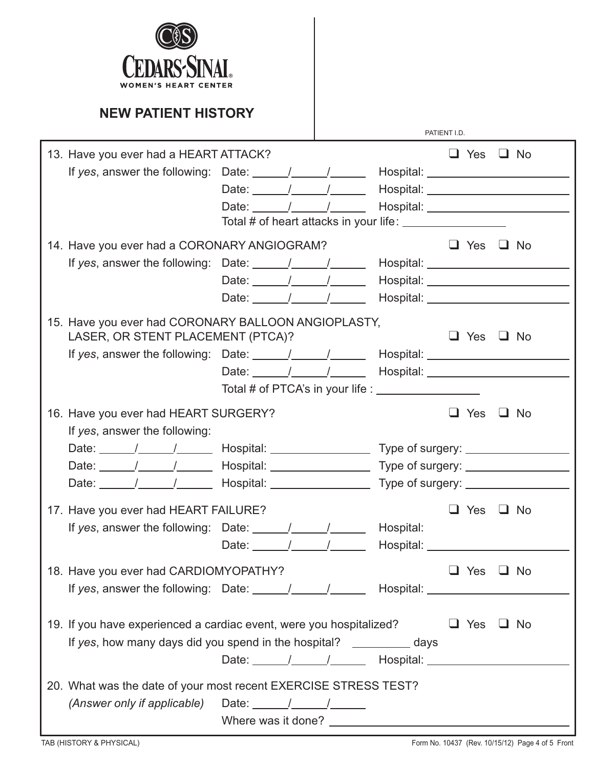CEDARS-SINAI®
WOMEN'S HEART CENTER

## NEW PATIENT HISTORY

PATIENT I.D.

13. Have you ever had a HEART ATTACK? ❑ Yes ❑ No

    If *yes*, answer the following: Date: ______/______/______ Hospital: ________________________

    Date: ______/______/______ Hospital: ________________________

    Date: ______/______/______ Hospital: ________________________

    Total # of heart attacks in your life: ________________

14. Have you ever had a CORONARY ANGIOGRAM? ❑ Yes ❑ No

    If *yes*, answer the following: Date: ______/______/______ Hospital: ________________________

    Date: ______/______/______ Hospital: ________________________

    Date: ______/______/______ Hospital: ________________________

15. Have you ever had CORONARY BALLOON ANGIOPLASTY, LASER, OR STENT PLACEMENT (PTCA)? ❑ Yes ❑ No

    If *yes*, answer the following: Date: ______/______/______ Hospital: ________________________

    Date: ______/______/______ Hospital: ________________________

    Total # of PTCA's in your life : ________________

16. Have you ever had HEART SURGERY? ❑ Yes ❑ No

    If *yes*, answer the following:

    Date: ______/______/______ Hospital: ________________ Type of surgery: ________________

    Date: ______/______/______ Hospital: ________________ Type of surgery: ________________

    Date: ______/______/______ Hospital: ________________ Type of surgery: ________________

17. Have you ever had HEART FAILURE? ❑ Yes ❑ No

    If *yes*, answer the following: Date: ______/______/______ Hospital:

    Date: ______/______/______ Hospital: ________________________

18. Have you ever had CARDIOMYOPATHY? ❑ Yes ❑ No

    If *yes*, answer the following: Date: ______/______/______ Hospital: ________________________

19. If you have experienced a cardiac event, were you hospitalized? ❑ Yes ❑ No

    If *yes*, how many days did you spend in the hospital? _________ days

    Date: ______/______/______ Hospital: ________________________

20. What was the date of your most recent EXERCISE STRESS TEST?

    *(Answer only if applicable)* Date: ______/______/______

    Where was it done? ________________________________________

TAB (HISTORY & PHYSICAL)

Form No. 10437 (Rev. 10/15/12) Page 4 of 5 Front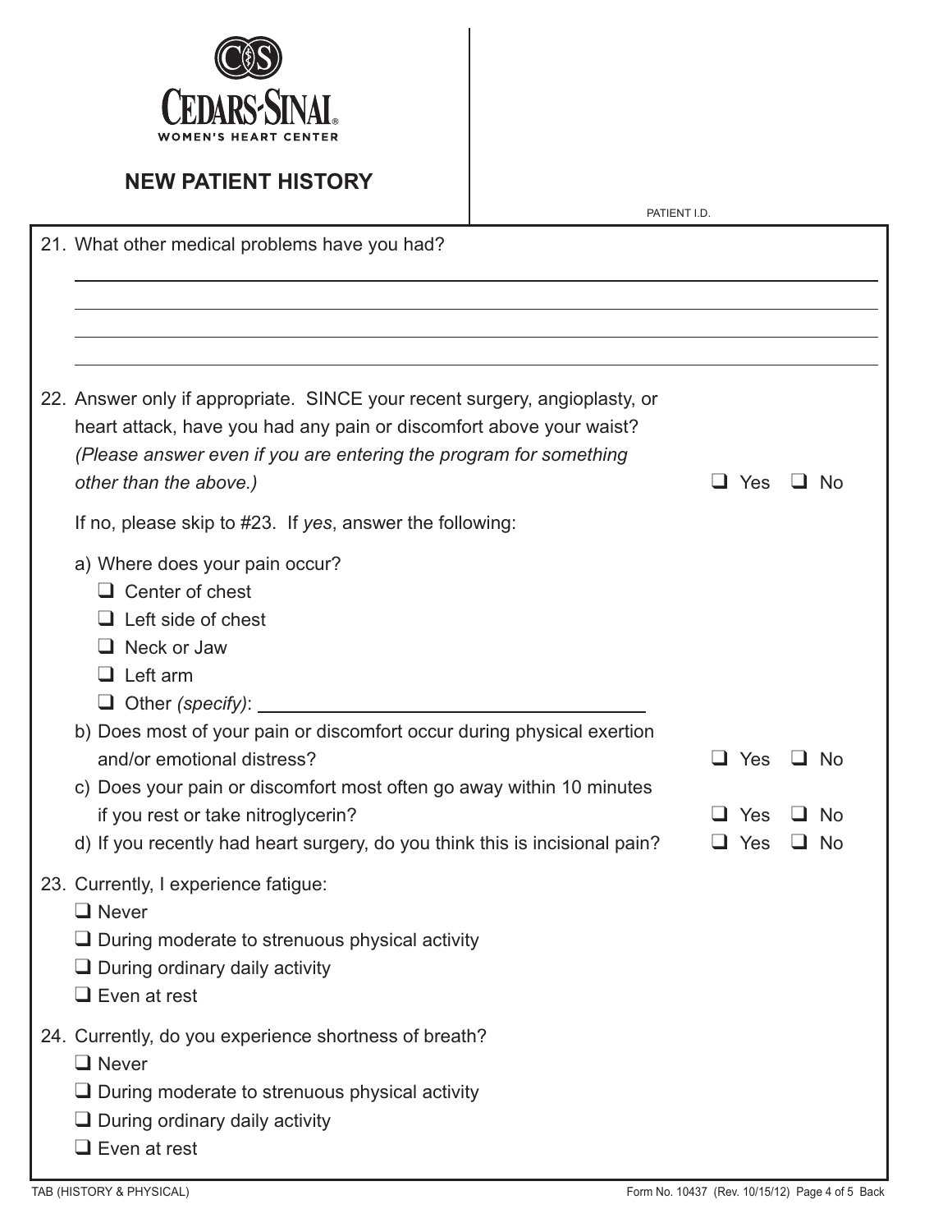CEDARS-SINAI®
WOMEN'S HEART CENTER

## NEW PATIENT HISTORY

PATIENT I.D.

21. What other medical problems have you had?

______________________________________________________________________

______________________________________________________________________

______________________________________________________________________

______________________________________________________________________

22. Answer only if appropriate. SINCE your recent surgery, angioplasty, or heart attack, have you had any pain or discomfort above your waist? *(Please answer even if you are entering the program for something other than the above.)* ❑ Yes ❑ No

    If no, please skip to #23. If *yes*, answer the following:

    a) Where does your pain occur?
       - ❑ Center of chest
       - ❑ Left side of chest
       - ❑ Neck or Jaw
       - ❑ Left arm
       - ❑ Other *(specify)*: ______________________________

    b) Does most of your pain or discomfort occur during physical exertion and/or emotional distress? ❑ Yes ❑ No

    c) Does your pain or discomfort most often go away within 10 minutes if you rest or take nitroglycerin? ❑ Yes ❑ No

    d) If you recently had heart surgery, do you think this is incisional pain? ❑ Yes ❑ No

23. Currently, I experience fatigue:
    - ❑ Never
    - ❑ During moderate to strenuous physical activity
    - ❑ During ordinary daily activity
    - ❑ Even at rest

24. Currently, do you experience shortness of breath?
    - ❑ Never
    - ❑ During moderate to strenuous physical activity
    - ❑ During ordinary daily activity
    - ❑ Even at rest

TAB (HISTORY & PHYSICAL)

Form No. 10437 (Rev. 10/15/12) Page 4 of 5 Back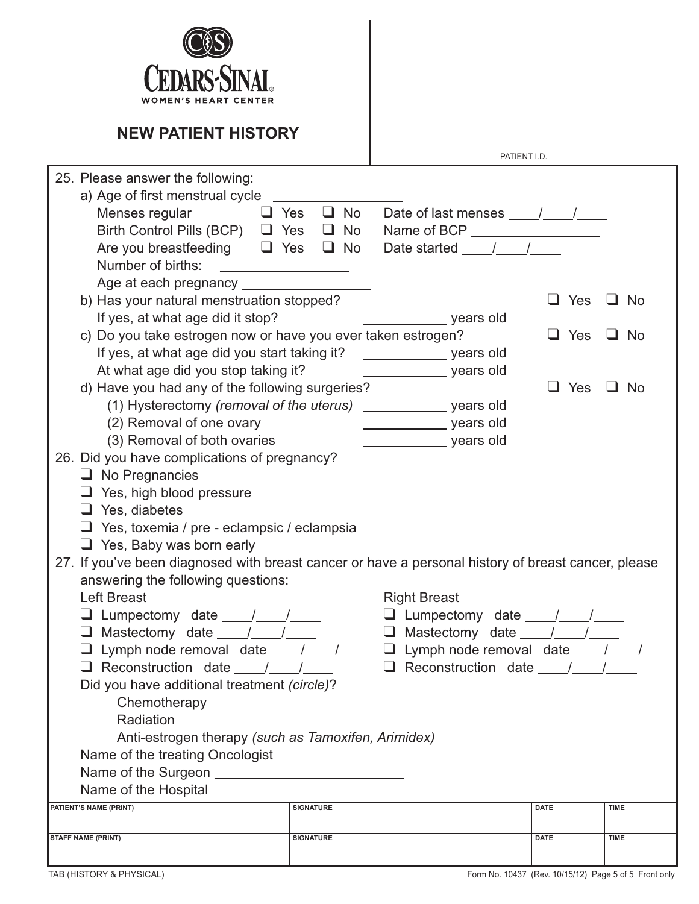**CEDARS-SINAI**
**WOMEN'S HEART CENTER**

## NEW PATIENT HISTORY

PATIENT I.D.

25. Please answer the following:
    a) Age of first menstrual cycle ________________
       Menses regular ☐ Yes ☐ No Date of last menses ____/____/____
       Birth Control Pills (BCP) ☐ Yes ☐ No Name of BCP ________________
       Are you breastfeeding ☐ Yes ☐ No Date started ____/____/____
       Number of births: ________________
       Age at each pregnancy ________________
    b) Has your natural menstruation stopped? ☐ Yes ☐ No
       If yes, at what age did it stop? __________ years old
    c) Do you take estrogen now or have you ever taken estrogen? ☐ Yes ☐ No
       If yes, at what age did you start taking it? __________ years old
       At what age did you stop taking it? __________ years old
    d) Have you had any of the following surgeries? ☐ Yes ☐ No
       (1) Hysterectomy *(removal of the uterus)* __________ years old
       (2) Removal of one ovary __________ years old
       (3) Removal of both ovaries __________ years old
26. Did you have complications of pregnancy?
    - ☐ No Pregnancies
    - ☐ Yes, high blood pressure
    - ☐ Yes, diabetes
    - ☐ Yes, toxemia / pre - eclampsic / eclampsia
    - ☐ Yes, Baby was born early
27. If you've been diagnosed with breast cancer or have a personal history of breast cancer, please answering the following questions:

| Left Breast | Right Breast |
|---|---|
| ☐ Lumpectomy date ____/____/____ | ☐ Lumpectomy date ____/____/____ |
| ☐ Mastectomy date ____/____/____ | ☐ Mastectomy date ____/____/____ |
| ☐ Lymph node removal date ____/____/____ | ☐ Lymph node removal date ____/____/____ |
| ☐ Reconstruction date ____/____/____ | ☐ Reconstruction date ____/____/____ |

Did you have additional treatment *(circle)*?

Chemotherapy

Radiation

Anti-estrogen therapy *(such as Tamoxifen, Arimidex)*

Name of the treating Oncologist ________________________

Name of the Surgeon ________________________

Name of the Hospital ________________________

| PATIENT'S NAME (PRINT) | SIGNATURE | DATE | TIME |
|---|---|---|---|
| | | | |
| **STAFF NAME (PRINT)** | **SIGNATURE** | **DATE** | **TIME** |
| | | | |

TAB (HISTORY & PHYSICAL) Form No. 10437 (Rev. 10/15/12) Page 5 of 5 Front only